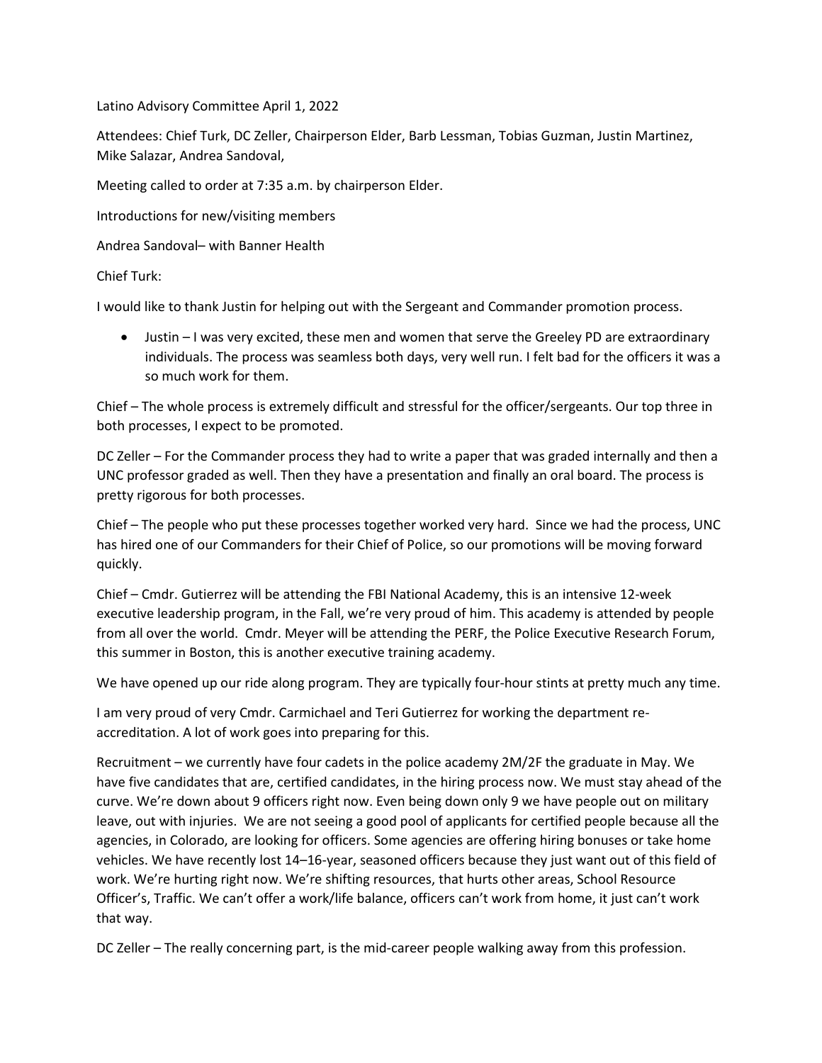Latino Advisory Committee April 1, 2022

Attendees: Chief Turk, DC Zeller, Chairperson Elder, Barb Lessman, Tobias Guzman, Justin Martinez, Mike Salazar, Andrea Sandoval,

Meeting called to order at 7:35 a.m. by chairperson Elder.

Introductions for new/visiting members

Andrea Sandoval– with Banner Health

Chief Turk:

I would like to thank Justin for helping out with the Sergeant and Commander promotion process.

- Justin – I was very excited, these men and women that serve the Greeley PD are extraordinary individuals. The process was seamless both days, very well run. I felt bad for the officers it was a so much work for them.

Chief – The whole process is extremely difficult and stressful for the officer/sergeants. Our top three in both processes, I expect to be promoted.

DC Zeller – For the Commander process they had to write a paper that was graded internally and then a UNC professor graded as well. Then they have a presentation and finally an oral board. The process is pretty rigorous for both processes.

Chief – The people who put these processes together worked very hard. Since we had the process, UNC has hired one of our Commanders for their Chief of Police, so our promotions will be moving forward quickly.

Chief – Cmdr. Gutierrez will be attending the FBI National Academy, this is an intensive 12-week executive leadership program, in the Fall, we're very proud of him. This academy is attended by people from all over the world. Cmdr. Meyer will be attending the PERF, the Police Executive Research Forum, this summer in Boston, this is another executive training academy.

We have opened up our ride along program. They are typically four-hour stints at pretty much any time.

I am very proud of very Cmdr. Carmichael and Teri Gutierrez for working the department re-accreditation. A lot of work goes into preparing for this.

Recruitment – we currently have four cadets in the police academy 2M/2F the graduate in May. We have five candidates that are, certified candidates, in the hiring process now. We must stay ahead of the curve. We're down about 9 officers right now. Even being down only 9 we have people out on military leave, out with injuries. We are not seeing a good pool of applicants for certified people because all the agencies, in Colorado, are looking for officers. Some agencies are offering hiring bonuses or take home vehicles. We have recently lost 14–16-year, seasoned officers because they just want out of this field of work. We're hurting right now. We're shifting resources, that hurts other areas, School Resource Officer's, Traffic. We can't offer a work/life balance, officers can't work from home, it just can't work that way.

DC Zeller – The really concerning part, is the mid-career people walking away from this profession.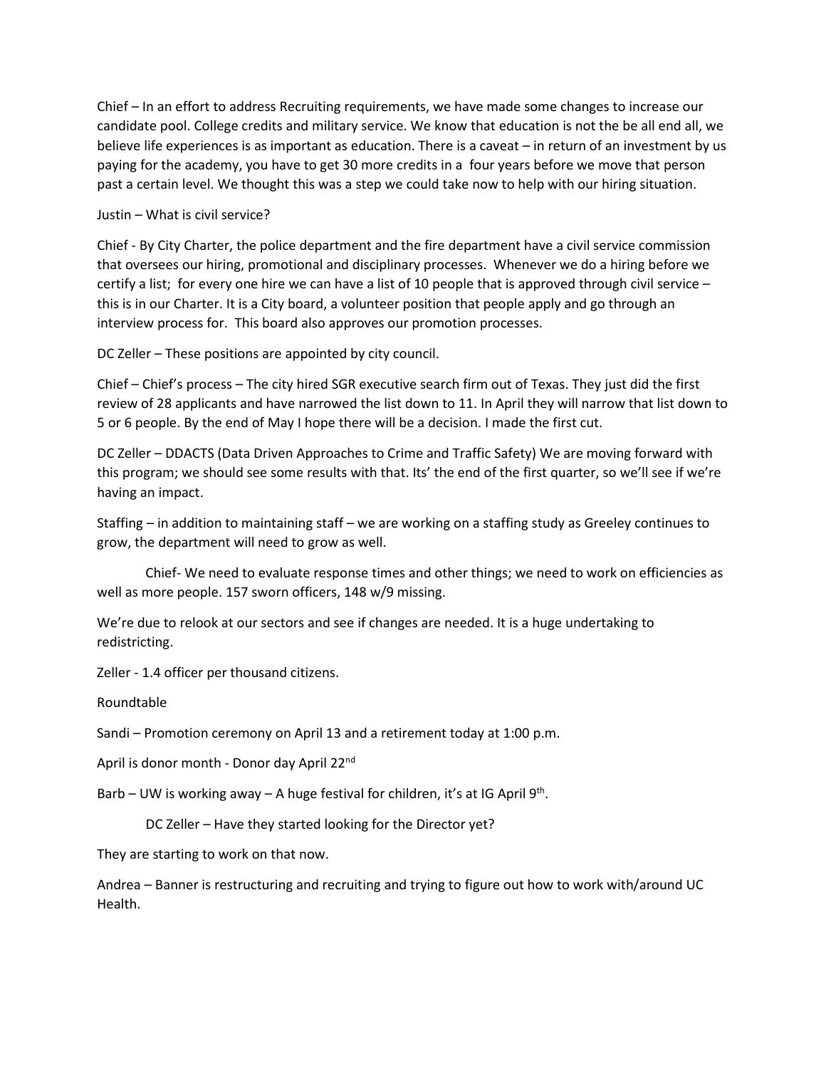Chief – In an effort to address Recruiting requirements, we have made some changes to increase our candidate pool. College credits and military service. We know that education is not the be all end all, we believe life experiences is as important as education. There is a caveat – in return of an investment by us paying for the academy, you have to get 30 more credits in a four years before we move that person past a certain level. We thought this was a step we could take now to help with our hiring situation.

Justin – What is civil service?

Chief - By City Charter, the police department and the fire department have a civil service commission that oversees our hiring, promotional and disciplinary processes. Whenever we do a hiring before we certify a list; for every one hire we can have a list of 10 people that is approved through civil service – this is in our Charter. It is a City board, a volunteer position that people apply and go through an interview process for. This board also approves our promotion processes.

DC Zeller – These positions are appointed by city council.

Chief – Chief's process – The city hired SGR executive search firm out of Texas. They just did the first review of 28 applicants and have narrowed the list down to 11. In April they will narrow that list down to 5 or 6 people. By the end of May I hope there will be a decision. I made the first cut.

DC Zeller – DDACTS (Data Driven Approaches to Crime and Traffic Safety) We are moving forward with this program; we should see some results with that. Its' the end of the first quarter, so we'll see if we're having an impact.

Staffing – in addition to maintaining staff – we are working on a staffing study as Greeley continues to grow, the department will need to grow as well.

Chief- We need to evaluate response times and other things; we need to work on efficiencies as well as more people. 157 sworn officers, 148 w/9 missing.

We're due to relook at our sectors and see if changes are needed. It is a huge undertaking to redistricting.

Zeller - 1.4 officer per thousand citizens.

Roundtable

Sandi – Promotion ceremony on April 13 and a retirement today at 1:00 p.m.

April is donor month - Donor day April 22nd

Barb – UW is working away – A huge festival for children, it's at IG April 9th.

DC Zeller – Have they started looking for the Director yet?

They are starting to work on that now.

Andrea – Banner is restructuring and recruiting and trying to figure out how to work with/around UC Health.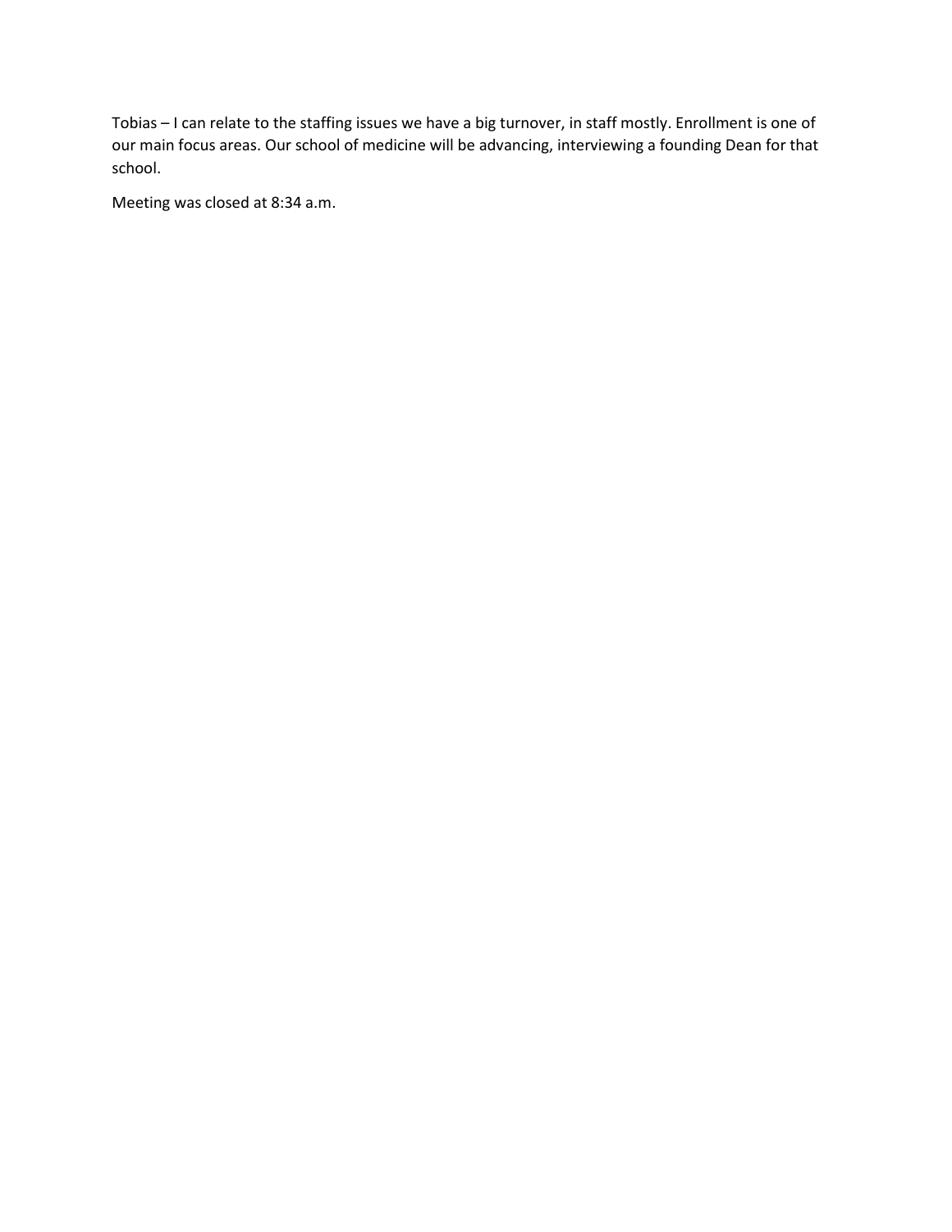Tobias – I can relate to the staffing issues we have a big turnover, in staff mostly. Enrollment is one of our main focus areas. Our school of medicine will be advancing, interviewing a founding Dean for that school.

Meeting was closed at 8:34 a.m.